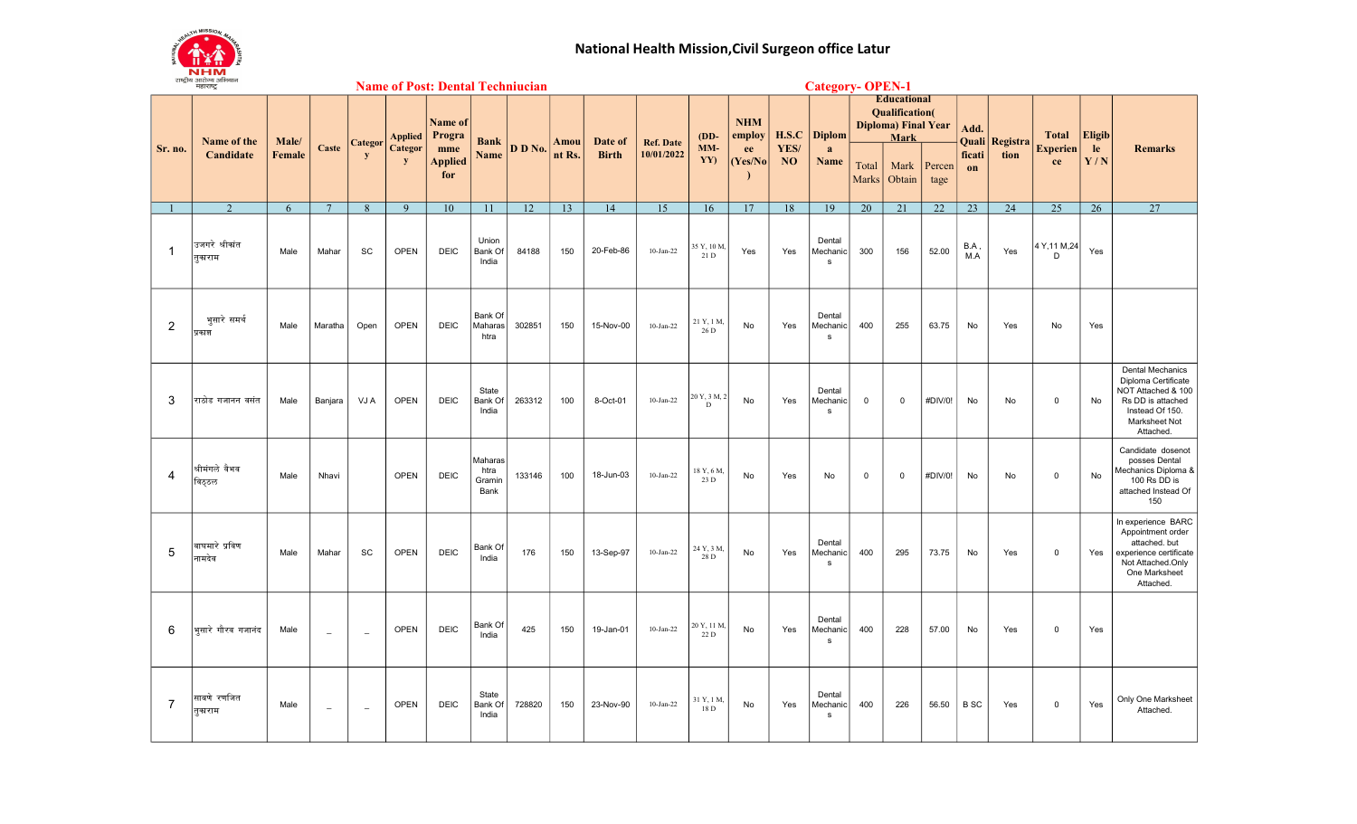# National Health Mission,Civil Surgeon office Latur

**Name of Post: Dental Techniucian** **Category- OPEN-1**

| Sr. no. | Name of the Candidate | Male/ Female | Caste | Category | Applied Category | Name of Programme Applied for | Bank Name | D D No. | Amount Rs. | Date of Birth | Ref. Date 10/01/2022 | (DD-MM-YY) | NHM employee (Yes/No) | H.S.C YES/ NO | Diploma Name | Educational Qualification( Diploma) Final Year Mark | | | Add. Qualification | Registration | Total Experience | Eligible Y / N | Remarks |
|---|---|---|---|---|---|---|---|---|---|---|---|---|---|---|---|---|---|---|---|---|---|---|---|
| | | | | | | | | | | | | | | | | Total Marks | Mark Obtain | Percentage | | | | | |
| 1 | 2 | 6 | 7 | 8 | 9 | 10 | 11 | 12 | 13 | 14 | 15 | 16 | 17 | 18 | 19 | 20 | 21 | 22 | 23 | 24 | 25 | 26 | 27 |
| 1 | उजगरे श्रीकांत तुकाराम | Male | Mahar | SC | OPEN | DEIC | Union Bank Of India | 84188 | 150 | 20-Feb-86 | 10-Jan-22 | 35 Y, 10 M, 21 D | Yes | Yes | Dental Mechanics | 300 | 156 | 52.00 | B.A , M.A | Yes | 4 Y,11 M,24 D | Yes | |
| 2 | भुसारे समर्थ प्रकाश | Male | Maratha | Open | OPEN | DEIC | Bank Of Maharashtra | 302851 | 150 | 15-Nov-00 | 10-Jan-22 | 21 Y, 1 M, 26 D | No | Yes | Dental Mechanics | 400 | 255 | 63.75 | No | Yes | No | Yes | |
| 3 | राठोड गजानन बसंत | Male | Banjara | VJ A | OPEN | DEIC | State Bank Of India | 263312 | 100 | 8-Oct-01 | 10-Jan-22 | 20 Y, 3 M, 2 D | No | Yes | Dental Mechanics | 0 | 0 | #DIV/0! | No | No | 0 | No | Dental Mechanics Diploma Certificate NOT Attached & 100 Rs DD is attached Instead Of 150. Marksheet Not Attached. |
| 4 | श्रीमंगले वैभव विठ्ठल | Male | Nhavi | | OPEN | DEIC | Maharashtra Gramin Bank | 133146 | 100 | 18-Jun-03 | 10-Jan-22 | 18 Y, 6 M, 23 D | No | Yes | No | 0 | 0 | #DIV/0! | No | No | 0 | No | Candidate dosenot posses Dental Mechanics Diploma & 100 Rs DD is attached Instead Of 150 |
| 5 | बाघमारे प्रविण नामदेव | Male | Mahar | SC | OPEN | DEIC | Bank Of India | 176 | 150 | 13-Sep-97 | 10-Jan-22 | 24 Y, 3 M, 28 D | No | Yes | Dental Mechanics | 400 | 295 | 73.75 | No | Yes | 0 | Yes | In experience BARC Appointment order attached. but experience certificate Not Attached.Only One Marksheet Attached. |
| 6 | भुसारे गौरव गजानंद | Male | _ | _ | OPEN | DEIC | Bank Of India | 425 | 150 | 19-Jan-01 | 10-Jan-22 | 20 Y, 11 M, 22 D | No | Yes | Dental Mechanics | 400 | 228 | 57.00 | No | Yes | 0 | Yes | |
| 7 | साबणे रणजित तुकाराम | Male | _ | _ | OPEN | DEIC | State Bank Of India | 728820 | 150 | 23-Nov-90 | 10-Jan-22 | 31 Y, 1 M, 18 D | No | Yes | Dental Mechanics | 400 | 226 | 56.50 | B SC | Yes | 0 | Yes | Only One Marksheet Attached. |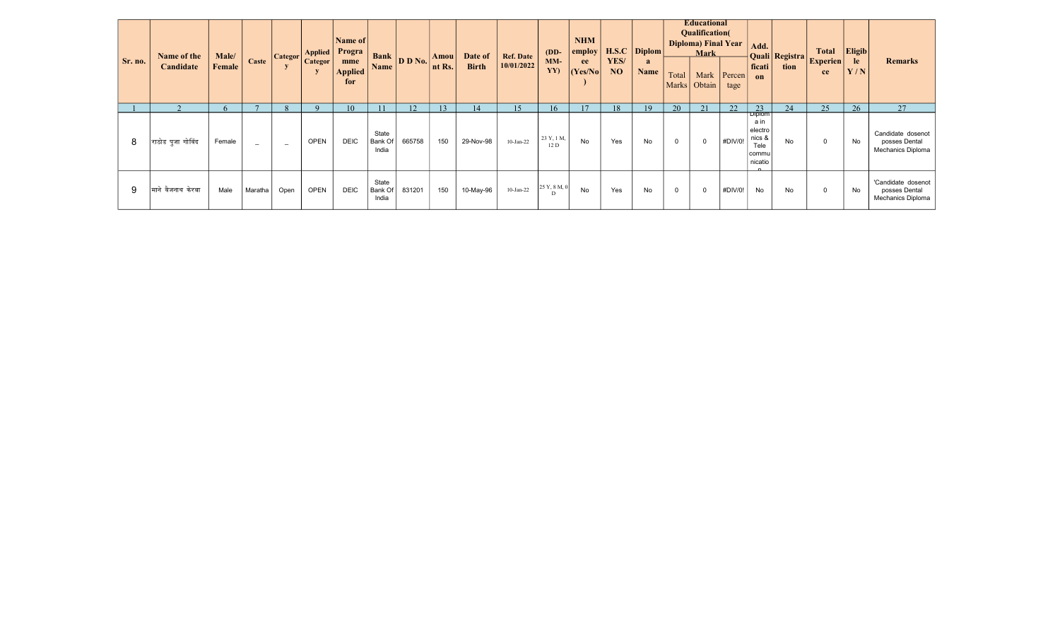| Sr. no. | Name of the Candidate | Male/ Female | Caste | Category | Applied Category | Name of Programme Applied for | Bank Name | D D No. | Amount Rs. | Date of Birth | Ref. Date 10/01/2022 | (DD-MM-YY) | NHM employee (Yes/No) | H.S.C YES/ NO | Diploma Name | Educational Qualification( Diploma) Final Year Mark | | | Add. Qualification | Registration | Total Experience | Eligible Y / N | Remarks |
|---|---|---|---|---|---|---|---|---|---|---|---|---|---|---|---|---|---|---|---|---|---|---|---|
| | | | | | | | | | | | | | | | | Total Marks | Mark Obtain | Percentage | | | | | |
| 1 | 2 | 6 | 7 | 8 | 9 | 10 | 11 | 12 | 13 | 14 | 15 | 16 | 17 | 18 | 19 | 20 | 21 | 22 | 23 | 24 | 25 | 26 | 27 |
| 8 | राठोड पुजा गोविंद | Female | _ | _ | OPEN | DEIC | State Bank Of India | 665758 | 150 | 29-Nov-98 | 10-Jan-22 | 23 Y, 1 M, 12 D | No | Yes | No | 0 | 0 | #DIV/0! | Diploma in electronics & Tele communication | No | 0 | No | Candidate dosenot posses Dental Mechanics Diploma |
| 9 | माने वैजनाथ केरबा | Male | Maratha | Open | OPEN | DEIC | State Bank Of India | 831201 | 150 | 10-May-96 | 10-Jan-22 | 25 Y, 8 M, 0 D | No | Yes | No | 0 | 0 | #DIV/0! | No | No | 0 | No | 'Candidate dosenot posses Dental Mechanics Diploma |